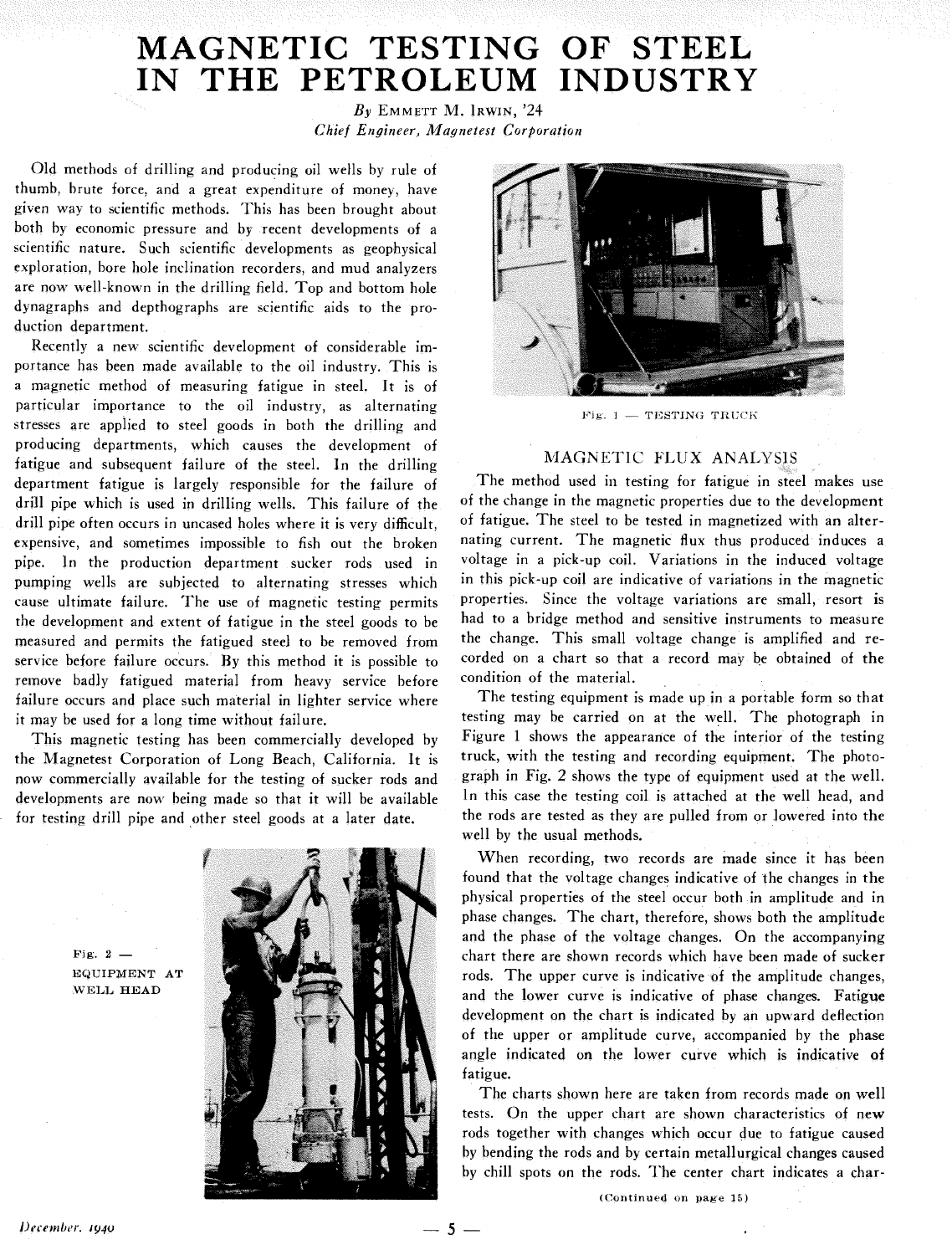# MAGNETIC TESTING OF STEEL IN THE PETROLEUM INDUSTRY

*By* EMMETT M. IRWIN, '24
*Chief Engineer, Magnetest Corporation*

Old methods of drilling and producing oil wells by rule of thumb, brute force, and a great expenditure of money, have given way to scientific methods. This has been brought about both by economic pressure and by recent developments of a scientific nature. Such scientific developments as geophysical exploration, bore hole inclination recorders, and mud analyzers are now well-known in the drilling field. Top and bottom hole dynagraphs and depthographs are scientific aids to the production department.

Recently a new scientific development of considerable importance has been made available to the oil industry. This is a magnetic method of measuring fatigue in steel. It is of particular importance to the oil industry, as alternating stresses are applied to steel goods in both the drilling and producing departments, which causes the development of fatigue and subsequent failure of the steel. In the drilling department fatigue is largely responsible for the failure of drill pipe which is used in drilling wells. This failure of the drill pipe often occurs in uncased holes where it is very difficult, expensive, and sometimes impossible to fish out the broken pipe. In the production department sucker rods used in pumping wells are subjected to alternating stresses which cause ultimate failure. The use of magnetic testing permits the development and extent of fatigue in the steel goods to be measured and permits the fatigued steel to be removed from service before failure occurs. By this method it is possible to remove badly fatigued material from heavy service before failure occurs and place such material in lighter service where it may be used for a long time without failure.

This magnetic testing has been commercially developed by the Magnetest Corporation of Long Beach, California. It is now commercially available for the testing of sucker rods and developments are now being made so that it will be available for testing drill pipe and other steel goods at a later date.

Fig. 2 — EQUIPMENT AT WELL HEAD

Fig. 1 — TESTING TRUCK

## MAGNETIC FLUX ANALYSIS

The method used in testing for fatigue in steel makes use of the change in the magnetic properties due to the development of fatigue. The steel to be tested in magnetized with an alternating current. The magnetic flux thus produced induces a voltage in a pick-up coil. Variations in the induced voltage in this pick-up coil are indicative of variations in the magnetic properties. Since the voltage variations are small, resort is had to a bridge method and sensitive instruments to measure the change. This small voltage change is amplified and recorded on a chart so that a record may be obtained of the condition of the material.

The testing equipment is made up in a portable form so that testing may be carried on at the well. The photograph in Figure 1 shows the appearance of the interior of the testing truck, with the testing and recording equipment. The photograph in Fig. 2 shows the type of equipment used at the well. In this case the testing coil is attached at the well head, and the rods are tested as they are pulled from or lowered into the well by the usual methods.

When recording, two records are made since it has been found that the voltage changes indicative of the changes in the physical properties of the steel occur both in amplitude and in phase changes. The chart, therefore, shows both the amplitude and the phase of the voltage changes. On the accompanying chart there are shown records which have been made of sucker rods. The upper curve is indicative of the amplitude changes, and the lower curve is indicative of phase changes. Fatigue development on the chart is indicated by an upward deflection of the upper or amplitude curve, accompanied by the phase angle indicated on the lower curve which is indicative of fatigue.

The charts shown here are taken from records made on well tests. On the upper chart are shown characteristics of new rods together with changes which occur due to fatigue caused by bending the rods and by certain metallurgical changes caused by chill spots on the rods. The center chart indicates a char-

(Continued on page 15)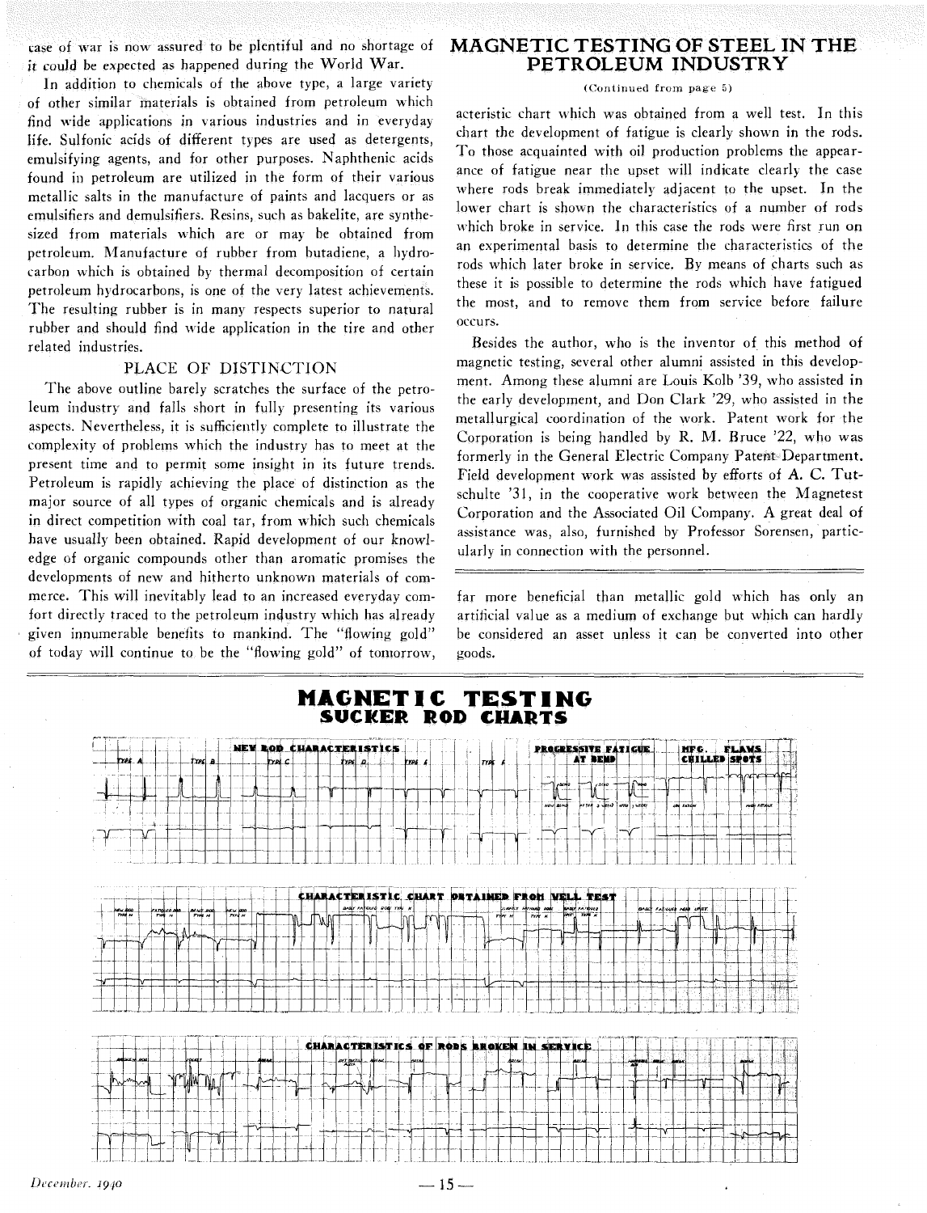case of war is now assured to be plentiful and no shortage of it could be expected as happened during the World War.

In addition to chemicals of the above type, a large variety of other similar materials is obtained from petroleum which find wide applications in various industries and in everyday life. Sulfonic acids of different types are used as detergents, emulsifying agents, and for other purposes. Naphthenic acids found in petroleum are utilized in the form of their various metallic salts in the manufacture of paints and lacquers or as emulsifiers and demulsifiers. Resins, such as bakelite, are synthesized from materials which are or may be obtained from petroleum. Manufacture of rubber from butadiene, a hydrocarbon which is obtained by thermal decomposition of certain petroleum hydrocarbons, is one of the very latest achievements. The resulting rubber is in many respects superior to natural rubber and should find wide application in the tire and other related industries.

### PLACE OF DISTINCTION

The above outline barely scratches the surface of the petroleum industry and falls short in fully presenting its various aspects. Nevertheless, it is sufficiently complete to illustrate the complexity of problems which the industry has to meet at the present time and to permit some insight in its future trends. Petroleum is rapidly achieving the place of distinction as the major source of all types of organic chemicals and is already in direct competition with coal tar, from which such chemicals have usually been obtained. Rapid development of our knowledge of organic compounds other than aromatic promises the developments of new and hitherto unknown materials of commerce. This will inevitably lead to an increased everyday comfort directly traced to the petroleum industry which has already given innumerable benefits to mankind. The "flowing gold" of today will continue to be the "flowing gold" of tomorrow, far more beneficial than metallic gold which has only an artificial value as a medium of exchange but which can hardly be considered an asset unless it can be converted into other goods.

## MAGNETIC TESTING OF STEEL IN THE PETROLEUM INDUSTRY

(Continued from page 5)

acteristic chart which was obtained from a well test. In this chart the development of fatigue is clearly shown in the rods. To those acquainted with oil production problems the appearance of fatigue near the upset will indicate clearly the case where rods break immediately adjacent to the upset. In the lower chart is shown the characteristics of a number of rods which broke in service. In this case the rods were first run on an experimental basis to determine the characteristics of the rods which later broke in service. By means of charts such as these it is possible to determine the rods which have fatigued the most, and to remove them from service before failure occurs.

Besides the author, who is the inventor of this method of magnetic testing, several other alumni assisted in this development. Among these alumni are Louis Kolb '39, who assisted in the early development, and Don Clark '29, who assisted in the metallurgical coordination of the work. Patent work for the Corporation is being handled by R. M. Bruce '22, who was formerly in the General Electric Company Patent Department. Field development work was assisted by efforts of A. C. Tutschulte '31, in the cooperative work between the Magnetest Corporation and the Associated Oil Company. A great deal of assistance was, also, furnished by Professor Sorensen, particularly in connection with the personnel.

## MAGNETIC TESTING
### SUCKER ROD CHARTS

NEW ROD CHARACTERISTICS

TYPE A    TYPE B    TYPE C    TYPE D    TYPE E    TYPE F

PROGRESSIVE FATIGUE AT BEND

MFG. FLAWS CHILLED SPOTS

CHARACTERISTIC CHART OBTAINED FROM WELL TEST

CHARACTERISTICS OF RODS BROKEN IN SERVICE